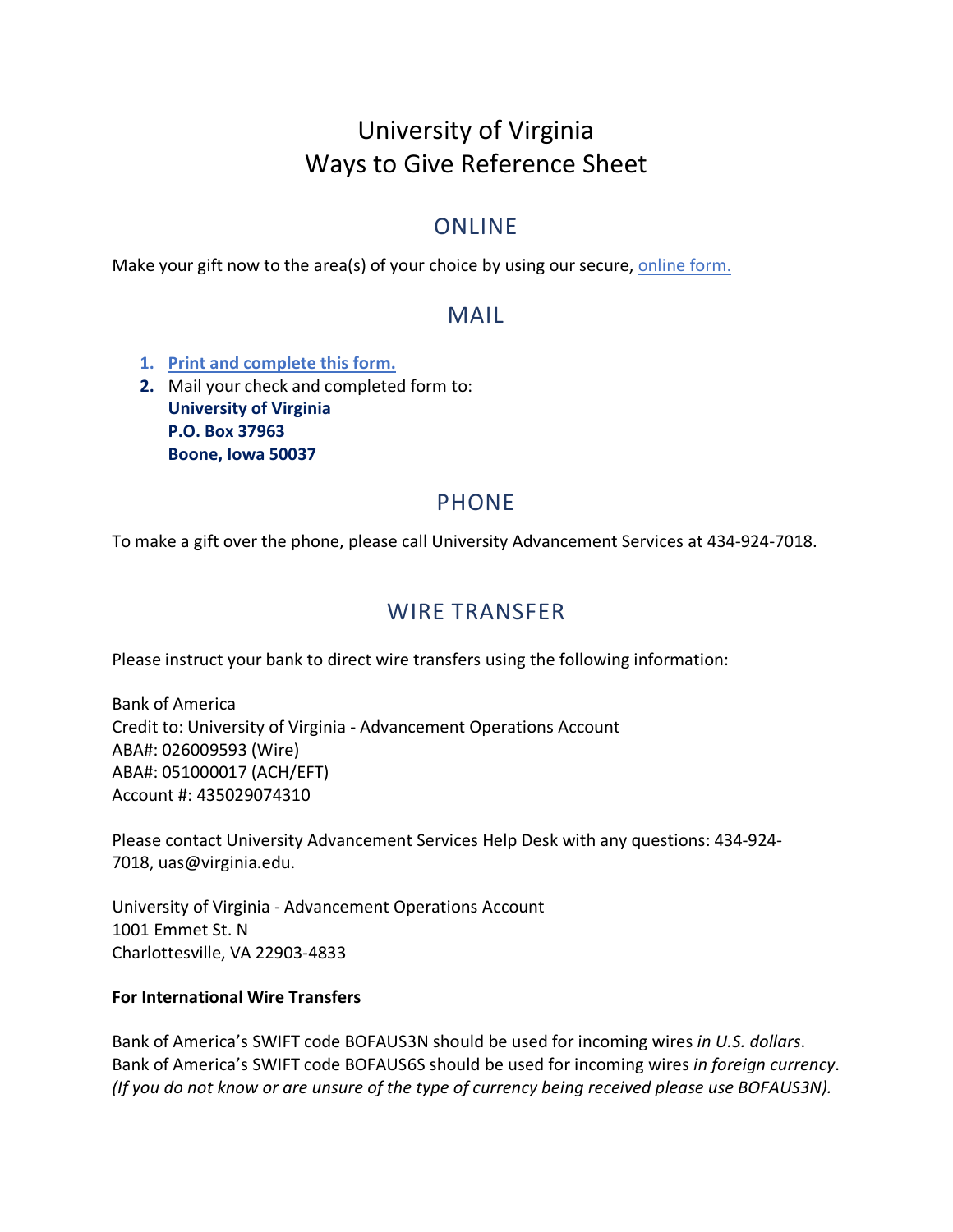# University of Virginia
# Ways to Give Reference Sheet

## ONLINE

Make your gift now to the area(s) of your choice by using our secure, [online form.]()

## MAIL

1. [Print and complete this form.]()
2. Mail your check and completed form to:
   **University of Virginia**
   **P.O. Box 37963**
   **Boone, Iowa 50037**

## PHONE

To make a gift over the phone, please call University Advancement Services at 434-924-7018.

## WIRE TRANSFER

Please instruct your bank to direct wire transfers using the following information:

Bank of America
Credit to: University of Virginia - Advancement Operations Account
ABA#: 026009593 (Wire)
ABA#: 051000017 (ACH/EFT)
Account #: 435029074310

Please contact University Advancement Services Help Desk with any questions: 434-924-7018, uas@virginia.edu.

University of Virginia - Advancement Operations Account
1001 Emmet St. N
Charlottesville, VA 22903-4833

**For International Wire Transfers**

Bank of America's SWIFT code BOFAUS3N should be used for incoming wires *in U.S. dollars*.
Bank of America's SWIFT code BOFAUS6S should be used for incoming wires *in foreign currency*.
*(If you do not know or are unsure of the type of currency being received please use BOFAUS3N).*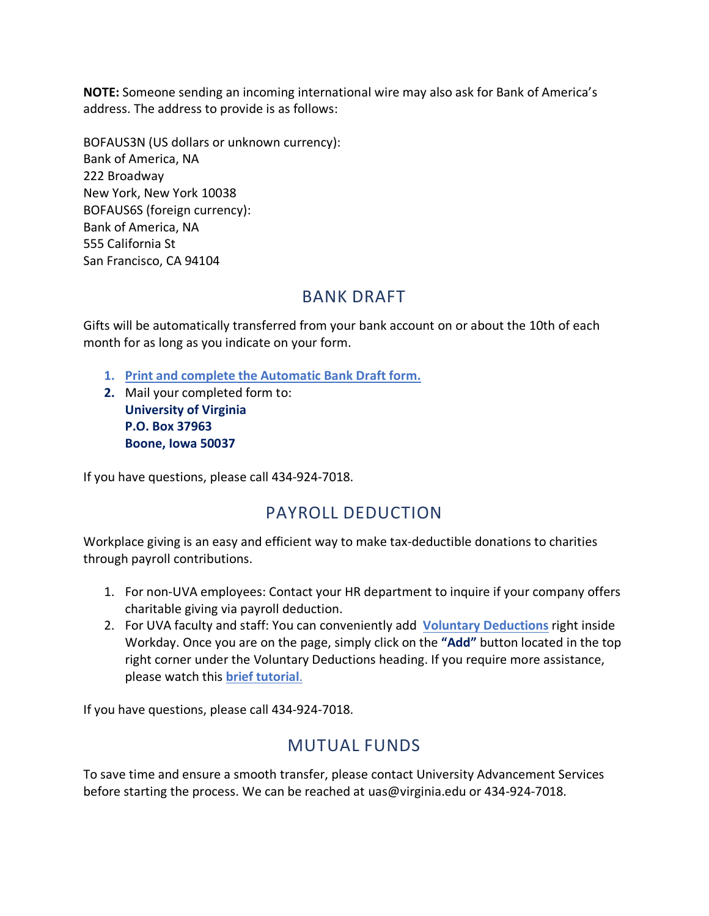**NOTE:** Someone sending an incoming international wire may also ask for Bank of America's address. The address to provide is as follows:

BOFAUS3N (US dollars or unknown currency):
Bank of America, NA
222 Broadway
New York, New York 10038
BOFAUS6S (foreign currency):
Bank of America, NA
555 California St
San Francisco, CA 94104

## BANK DRAFT

Gifts will be automatically transferred from your bank account on or about the 10th of each month for as long as you indicate on your form.

1. **Print and complete the Automatic Bank Draft form.**
2. Mail your completed form to:
   **University of Virginia**
   **P.O. Box 37963**
   **Boone, Iowa 50037**

If you have questions, please call 434-924-7018.

## PAYROLL DEDUCTION

Workplace giving is an easy and efficient way to make tax-deductible donations to charities through payroll contributions.

1. For non-UVA employees: Contact your HR department to inquire if your company offers charitable giving via payroll deduction.
2. For UVA faculty and staff: You can conveniently add **Voluntary Deductions** right inside Workday. Once you are on the page, simply click on the **"Add"** button located in the top right corner under the Voluntary Deductions heading. If you require more assistance, please watch this **brief tutorial**.

If you have questions, please call 434-924-7018.

## MUTUAL FUNDS

To save time and ensure a smooth transfer, please contact University Advancement Services before starting the process. We can be reached at uas@virginia.edu or 434-924-7018.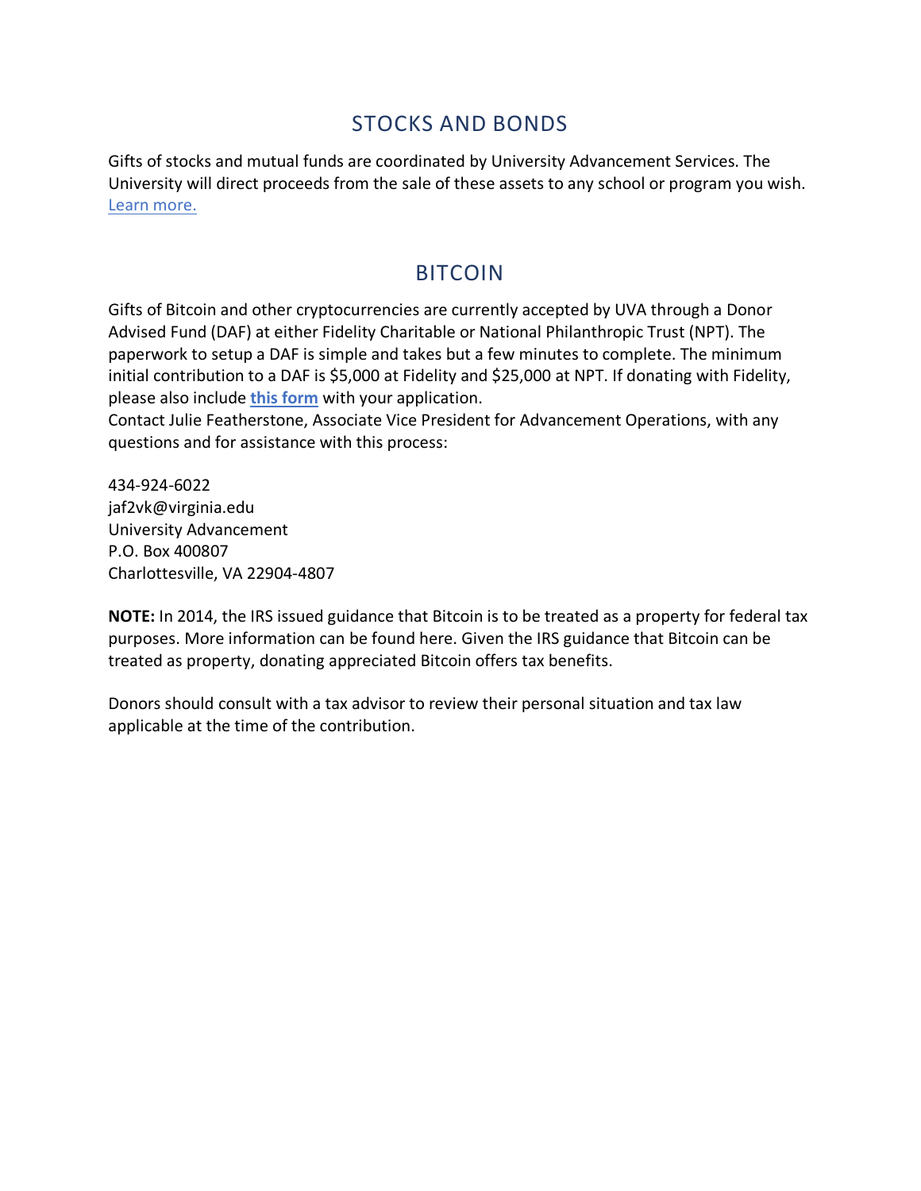## STOCKS AND BONDS

Gifts of stocks and mutual funds are coordinated by University Advancement Services. The University will direct proceeds from the sale of these assets to any school or program you wish. Learn more.

## BITCOIN

Gifts of Bitcoin and other cryptocurrencies are currently accepted by UVA through a Donor Advised Fund (DAF) at either Fidelity Charitable or National Philanthropic Trust (NPT). The paperwork to setup a DAF is simple and takes but a few minutes to complete. The minimum initial contribution to a DAF is $5,000 at Fidelity and $25,000 at NPT. If donating with Fidelity, please also include **this form** with your application.
Contact Julie Featherstone, Associate Vice President for Advancement Operations, with any questions and for assistance with this process:

434-924-6022
jaf2vk@virginia.edu
University Advancement
P.O. Box 400807
Charlottesville, VA 22904-4807

**NOTE:** In 2014, the IRS issued guidance that Bitcoin is to be treated as a property for federal tax purposes. More information can be found here. Given the IRS guidance that Bitcoin can be treated as property, donating appreciated Bitcoin offers tax benefits.

Donors should consult with a tax advisor to review their personal situation and tax law applicable at the time of the contribution.